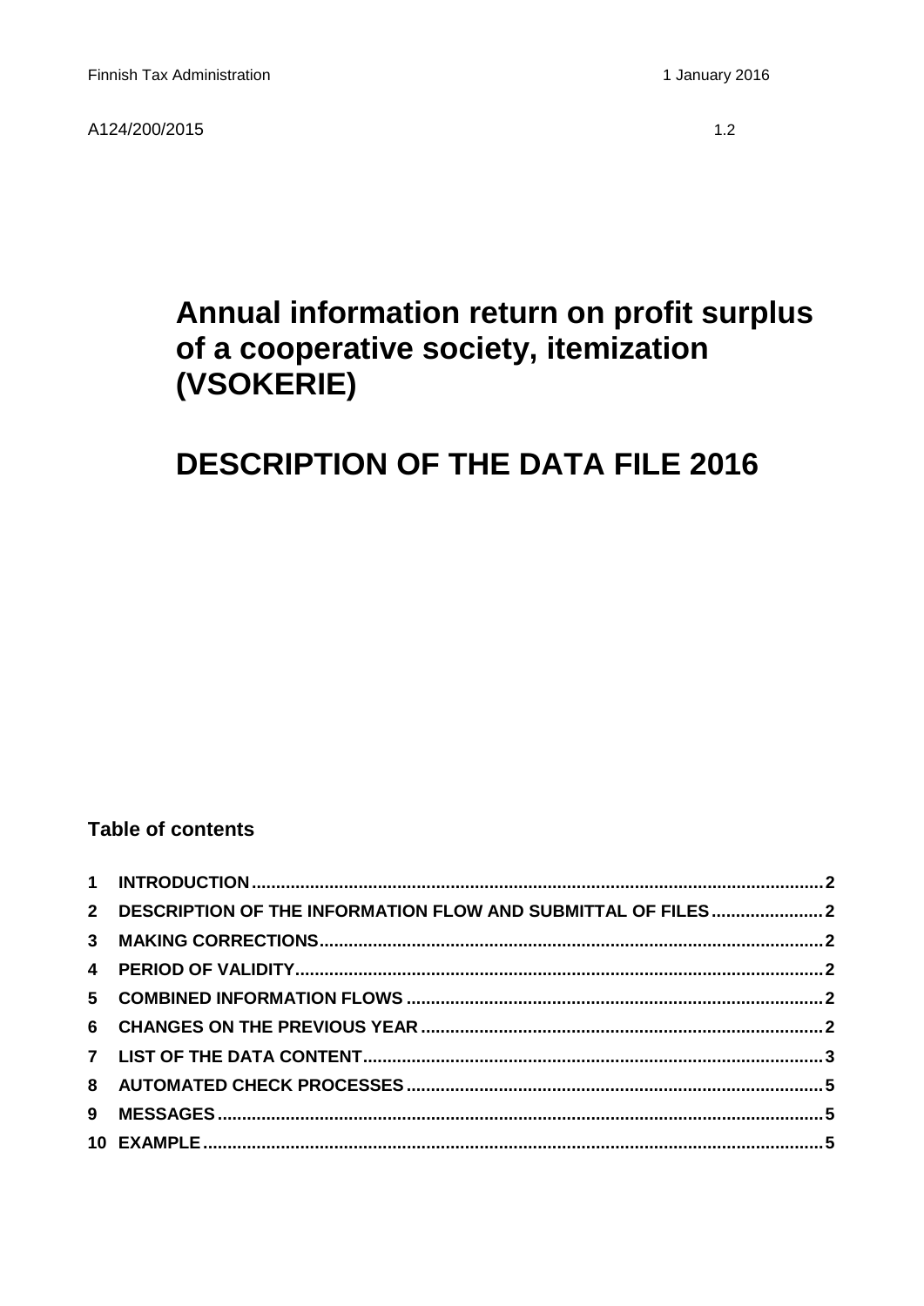Finnish Tax Administration 1 January 2016

A124/200/2015 1.2

# Annual information return on profit surplus of a cooperative society, itemization (VSOKERIE)

# DESCRIPTION OF THE DATA FILE 2016

### Table of contents

**1 INTRODUCTION .......... 2**
**2 DESCRIPTION OF THE INFORMATION FLOW AND SUBMITTAL OF FILES .......... 2**
**3 MAKING CORRECTIONS .......... 2**
**4 PERIOD OF VALIDITY .......... 2**
**5 COMBINED INFORMATION FLOWS .......... 2**
**6 CHANGES ON THE PREVIOUS YEAR .......... 2**
**7 LIST OF THE DATA CONTENT .......... 3**
**8 AUTOMATED CHECK PROCESSES .......... 5**
**9 MESSAGES .......... 5**
**10 EXAMPLE .......... 5**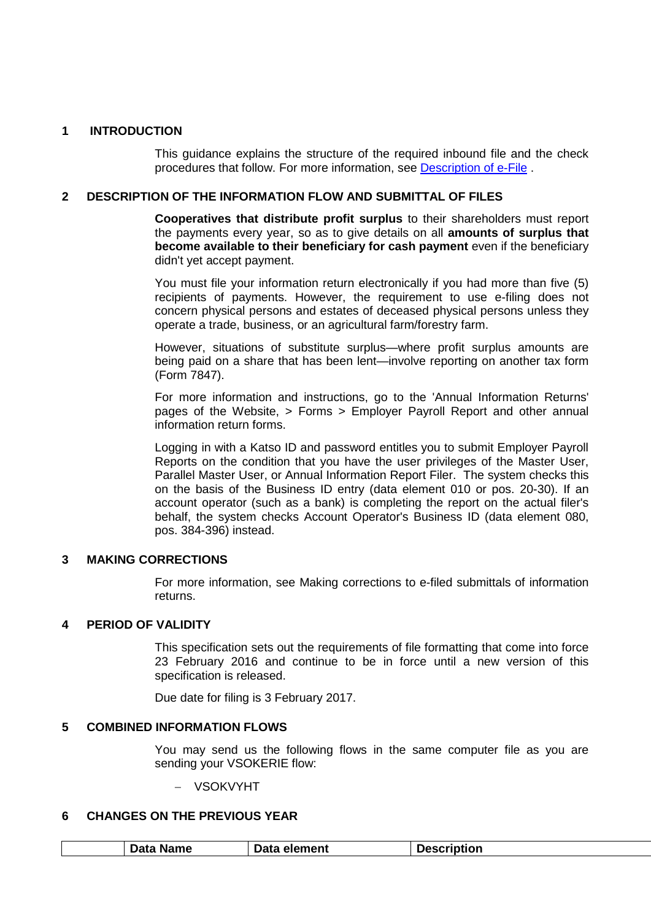## 1 INTRODUCTION

This guidance explains the structure of the required inbound file and the check procedures that follow. For more information, see [Description of e-File](#) .

## 2 DESCRIPTION OF THE INFORMATION FLOW AND SUBMITTAL OF FILES

**Cooperatives that distribute profit surplus** to their shareholders must report the payments every year, so as to give details on all **amounts of surplus that become available to their beneficiary for cash payment** even if the beneficiary didn't yet accept payment.

You must file your information return electronically if you had more than five (5) recipients of payments. However, the requirement to use e-filing does not concern physical persons and estates of deceased physical persons unless they operate a trade, business, or an agricultural farm/forestry farm.

However, situations of substitute surplus—where profit surplus amounts are being paid on a share that has been lent—involve reporting on another tax form (Form 7847).

For more information and instructions, go to the 'Annual Information Returns' pages of the Website, > Forms > Employer Payroll Report and other annual information return forms.

Logging in with a Katso ID and password entitles you to submit Employer Payroll Reports on the condition that you have the user privileges of the Master User, Parallel Master User, or Annual Information Report Filer. The system checks this on the basis of the Business ID entry (data element 010 or pos. 20-30). If an account operator (such as a bank) is completing the report on the actual filer's behalf, the system checks Account Operator's Business ID (data element 080, pos. 384-396) instead.

## 3 MAKING CORRECTIONS

For more information, see Making corrections to e-filed submittals of information returns.

## 4 PERIOD OF VALIDITY

This specification sets out the requirements of file formatting that come into force 23 February 2016 and continue to be in force until a new version of this specification is released.

Due date for filing is 3 February 2017.

## 5 COMBINED INFORMATION FLOWS

You may send us the following flows in the same computer file as you are sending your VSOKERIE flow:

- VSOKVYHT

## 6 CHANGES ON THE PREVIOUS YEAR

| | Data Name | Data element | Description |
|---|---|---|---|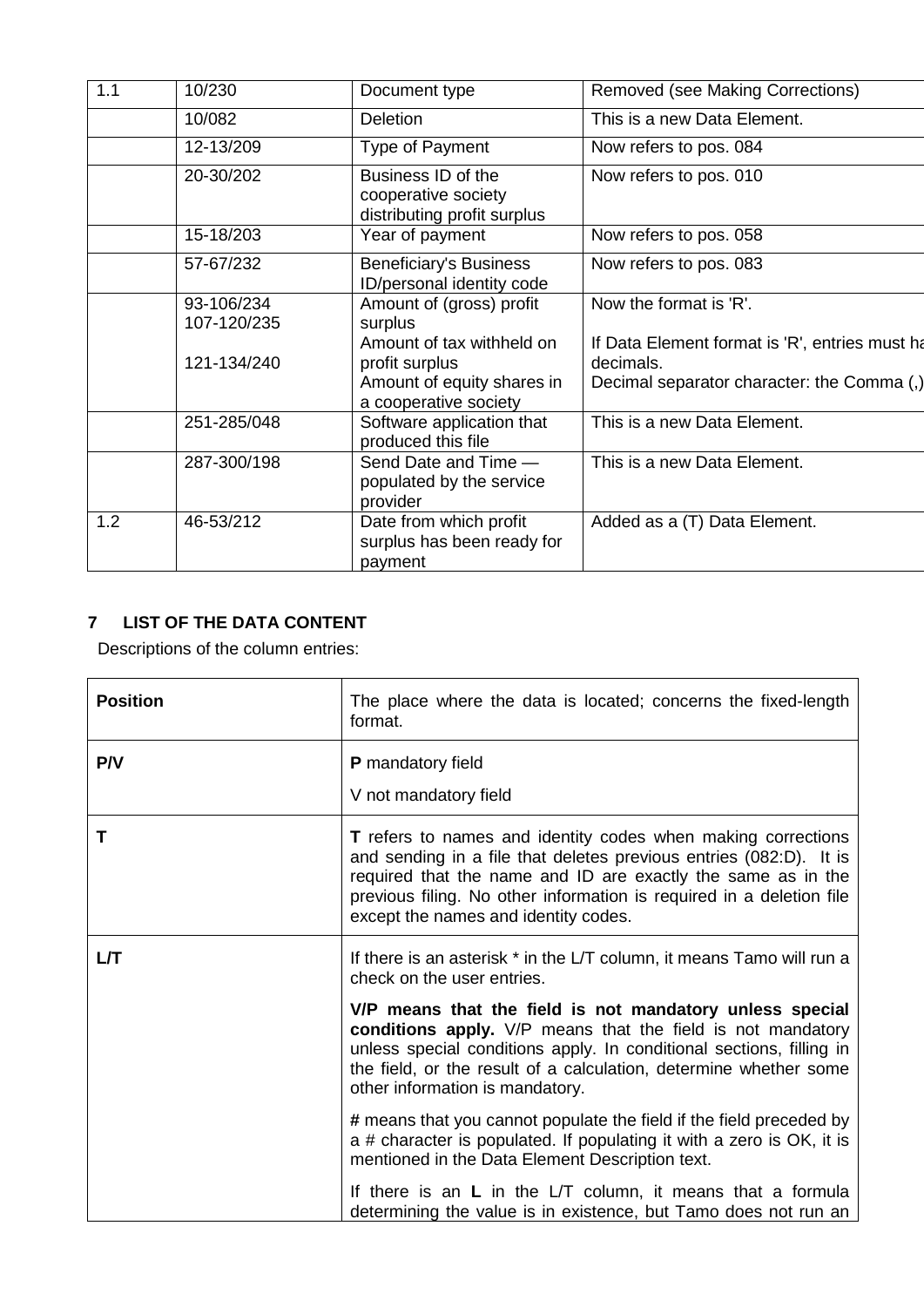| | | | |
|---|---|---|---|
| 1.1 | 10/230 | Document type | Removed (see Making Corrections) |
| | 10/082 | Deletion | This is a new Data Element. |
| | 12-13/209 | Type of Payment | Now refers to pos. 084 |
| | 20-30/202 | Business ID of the cooperative society distributing profit surplus | Now refers to pos. 010 |
| | 15-18/203 | Year of payment | Now refers to pos. 058 |
| | 57-67/232 | Beneficiary's Business ID/personal identity code | Now refers to pos. 083 |
| | 93-106/234<br>107-120/235<br><br>121-134/240 | Amount of (gross) profit surplus<br>Amount of tax withheld on profit surplus<br>Amount of equity shares in a cooperative society | Now the format is 'R'.<br><br>If Data Element format is 'R', entries must ha decimals.<br>Decimal separator character: the Comma (,) |
| | 251-285/048 | Software application that produced this file | This is a new Data Element. |
| | 287-300/198 | Send Date and Time — populated by the service provider | This is a new Data Element. |
| 1.2 | 46-53/212 | Date from which profit surplus has been ready for payment | Added as a (T) Data Element. |

## 7 LIST OF THE DATA CONTENT

Descriptions of the column entries:

| | |
|---|---|
| **Position** | The place where the data is located; concerns the fixed-length format. |
| **P/V** | **P** mandatory field<br><br>V not mandatory field |
| **T** | **T** refers to names and identity codes when making corrections and sending in a file that deletes previous entries (082:D). It is required that the name and ID are exactly the same as in the previous filing. No other information is required in a deletion file except the names and identity codes. |
| **L/T** | If there is an asterisk * in the L/T column, it means Tamo will run a check on the user entries.<br><br>**V/P means that the field is not mandatory unless special conditions apply.** V/P means that the field is not mandatory unless special conditions apply. In conditional sections, filling in the field, or the result of a calculation, determine whether some other information is mandatory.<br><br>**#** means that you cannot populate the field if the field preceded by a # character is populated. If populating it with a zero is OK, it is mentioned in the Data Element Description text.<br><br>If there is an **L** in the L/T column, it means that a formula determining the value is in existence, but Tamo does not run an |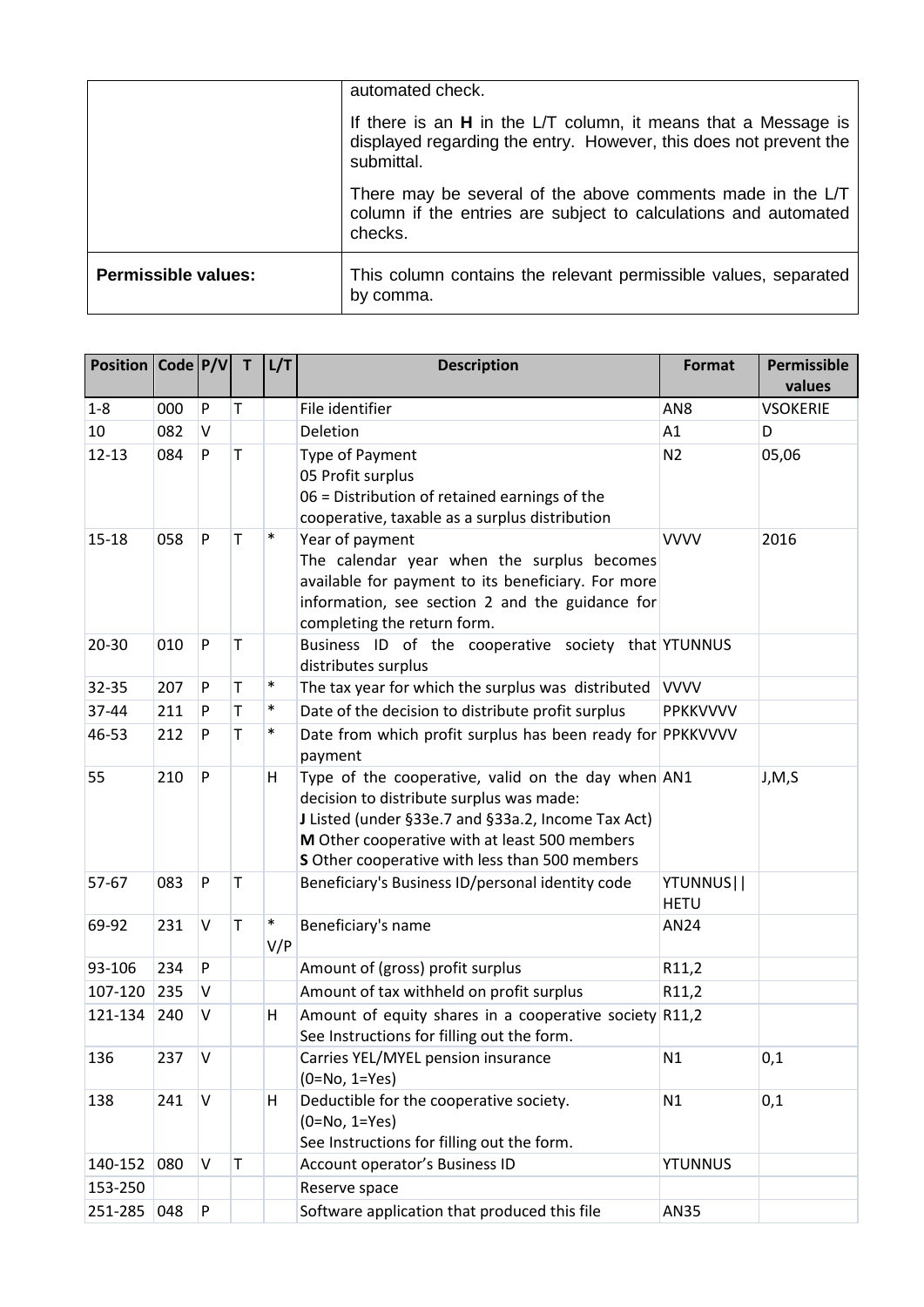| | |
|---|---|
| | automated check.<br><br>If there is an **H** in the L/T column, it means that a Message is displayed regarding the entry. However, this does not prevent the submittal.<br><br>There may be several of the above comments made in the L/T column if the entries are subject to calculations and automated checks. |
| **Permissible values:** | This column contains the relevant permissible values, separated by comma. |

| Position | Code | P/V | T | L/T | Description | Format | Permissible values |
|---|---|---|---|---|---|---|---|
| 1-8 | 000 | P | T | | File identifier | AN8 | VSOKERIE |
| 10 | 082 | V | | | Deletion | A1 | D |
| 12-13 | 084 | P | T | | Type of Payment<br>05 Profit surplus<br>06 = Distribution of retained earnings of the cooperative, taxable as a surplus distribution | N2 | 05,06 |
| 15-18 | 058 | P | T | * | Year of payment<br>The calendar year when the surplus becomes available for payment to its beneficiary. For more information, see section 2 and the guidance for completing the return form. | VVVV | 2016 |
| 20-30 | 010 | P | T | | Business ID of the cooperative society that distributes surplus | YTUNNUS | |
| 32-35 | 207 | P | T | * | The tax year for which the surplus was distributed | VVVV | |
| 37-44 | 211 | P | T | * | Date of the decision to distribute profit surplus | PPKKVVVV | |
| 46-53 | 212 | P | T | * | Date from which profit surplus has been ready for payment | PPKKVVVV | |
| 55 | 210 | P | | H | Type of the cooperative, valid on the day when decision to distribute surplus was made:<br>**J** Listed (under §33e.7 and §33a.2, Income Tax Act)<br>**M** Other cooperative with at least 500 members<br>**S** Other cooperative with less than 500 members | AN1 | J,M,S |
| 57-67 | 083 | P | T | | Beneficiary's Business ID/personal identity code | YTUNNUS\|\|HETU | |
| 69-92 | 231 | V | T | *<br>V/P | Beneficiary's name | AN24 | |
| 93-106 | 234 | P | | | Amount of (gross) profit surplus | R11,2 | |
| 107-120 | 235 | V | | | Amount of tax withheld on profit surplus | R11,2 | |
| 121-134 | 240 | V | | H | Amount of equity shares in a cooperative society<br>See Instructions for filling out the form. | R11,2 | |
| 136 | 237 | V | | | Carries YEL/MYEL pension insurance<br>(0=No, 1=Yes) | N1 | 0,1 |
| 138 | 241 | V | | H | Deductible for the cooperative society.<br>(0=No, 1=Yes)<br>See Instructions for filling out the form. | N1 | 0,1 |
| 140-152 | 080 | V | T | | Account operator's Business ID | YTUNNUS | |
| 153-250 | | | | | Reserve space | | |
| 251-285 | 048 | P | | | Software application that produced this file | AN35 | |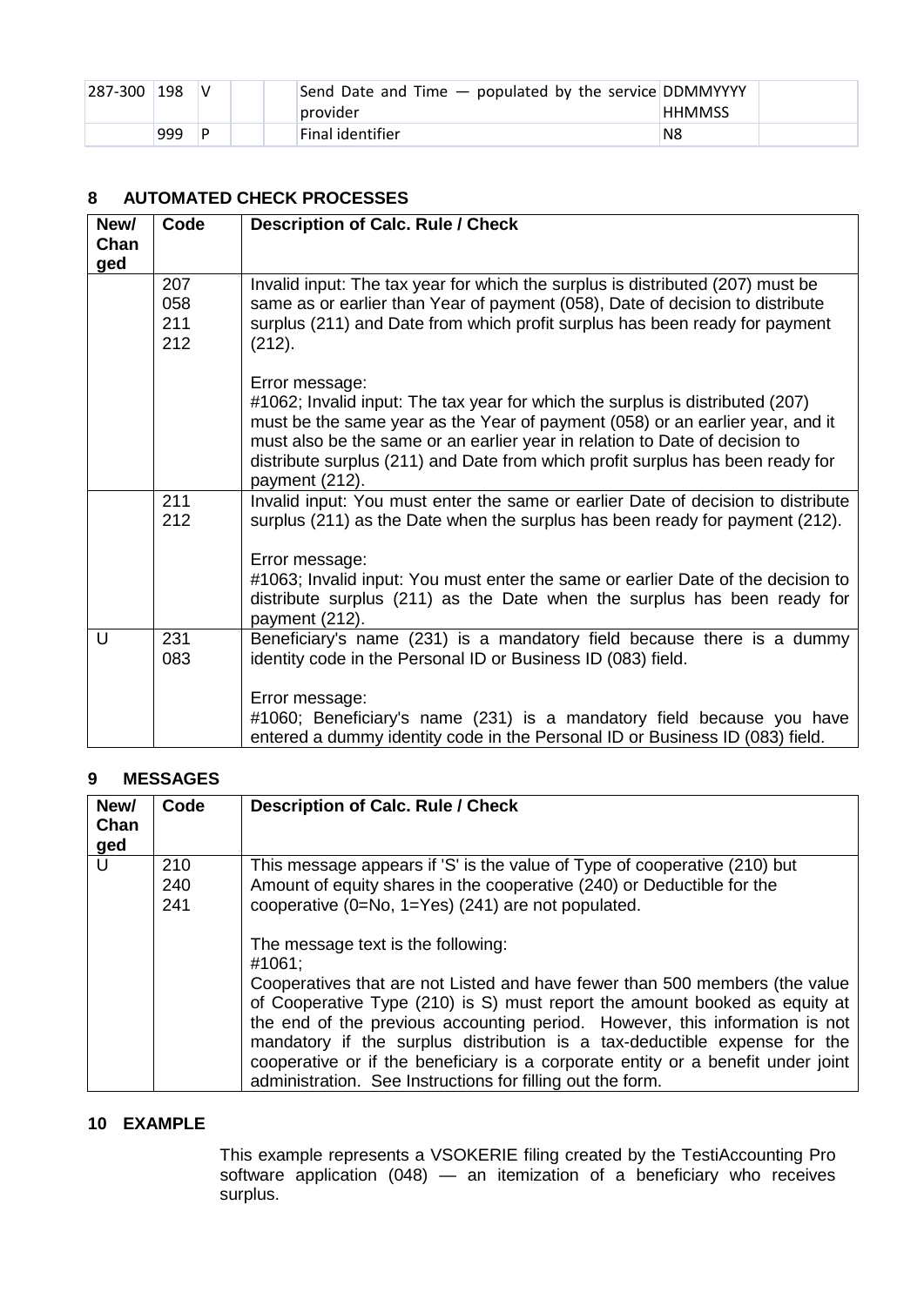| 287-300 | 198 | V | | | Send Date and Time — populated by the service provider | DDMMYYYY HHMMSS | |
|---|---|---|---|---|---|---|---|
| | 999 | P | | | Final identifier | N8 | |

## 8 AUTOMATED CHECK PROCESSES

| New/ Changed | Code | Description of Calc. Rule / Check |
|---|---|---|
| | 207<br>058<br>211<br>212 | Invalid input: The tax year for which the surplus is distributed (207) must be same as or earlier than Year of payment (058), Date of decision to distribute surplus (211) and Date from which profit surplus has been ready for payment (212).<br><br>Error message:<br>#1062; Invalid input: The tax year for which the surplus is distributed (207) must be the same year as the Year of payment (058) or an earlier year, and it must also be the same or an earlier year in relation to Date of decision to distribute surplus (211) and Date from which profit surplus has been ready for payment (212). |
| | 211<br>212 | Invalid input: You must enter the same or earlier Date of decision to distribute surplus (211) as the Date when the surplus has been ready for payment (212).<br><br>Error message:<br>#1063; Invalid input: You must enter the same or earlier Date of the decision to distribute surplus (211) as the Date when the surplus has been ready for payment (212). |
| U | 231<br>083 | Beneficiary's name (231) is a mandatory field because there is a dummy identity code in the Personal ID or Business ID (083) field.<br><br>Error message:<br>#1060; Beneficiary's name (231) is a mandatory field because you have entered a dummy identity code in the Personal ID or Business ID (083) field. |

## 9 MESSAGES

| New/ Changed | Code | Description of Calc. Rule / Check |
|---|---|---|
| U | 210<br>240<br>241 | This message appears if 'S' is the value of Type of cooperative (210) but Amount of equity shares in the cooperative (240) or Deductible for the cooperative (0=No, 1=Yes) (241) are not populated.<br><br>The message text is the following:<br>#1061;<br>Cooperatives that are not Listed and have fewer than 500 members (the value of Cooperative Type (210) is S) must report the amount booked as equity at the end of the previous accounting period. However, this information is not mandatory if the surplus distribution is a tax-deductible expense for the cooperative or if the beneficiary is a corporate entity or a benefit under joint administration. See Instructions for filling out the form. |

## 10 EXAMPLE

This example represents a VSOKERIE filing created by the TestiAccounting Pro software application (048) — an itemization of a beneficiary who receives surplus.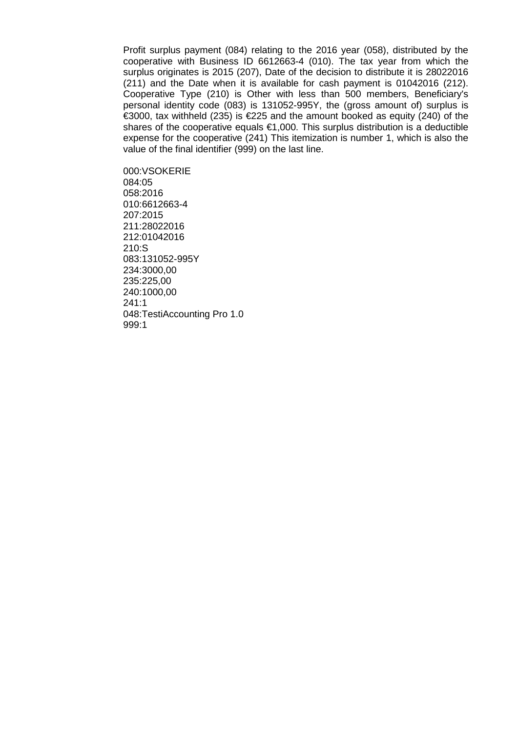Profit surplus payment (084) relating to the 2016 year (058), distributed by the cooperative with Business ID 6612663-4 (010). The tax year from which the surplus originates is 2015 (207), Date of the decision to distribute it is 28022016 (211) and the Date when it is available for cash payment is 01042016 (212). Cooperative Type (210) is Other with less than 500 members, Beneficiary's personal identity code (083) is 131052-995Y, the (gross amount of) surplus is €3000, tax withheld (235) is €225 and the amount booked as equity (240) of the shares of the cooperative equals €1,000. This surplus distribution is a deductible expense for the cooperative (241) This itemization is number 1, which is also the value of the final identifier (999) on the last line.

```
000:VSOKERIE
084:05
058:2016
010:6612663-4
207:2015
211:28022016
212:01042016
210:S
083:131052-995Y
234:3000,00
235:225,00
240:1000,00
241:1
048:TestiAccounting Pro 1.0
999:1
```